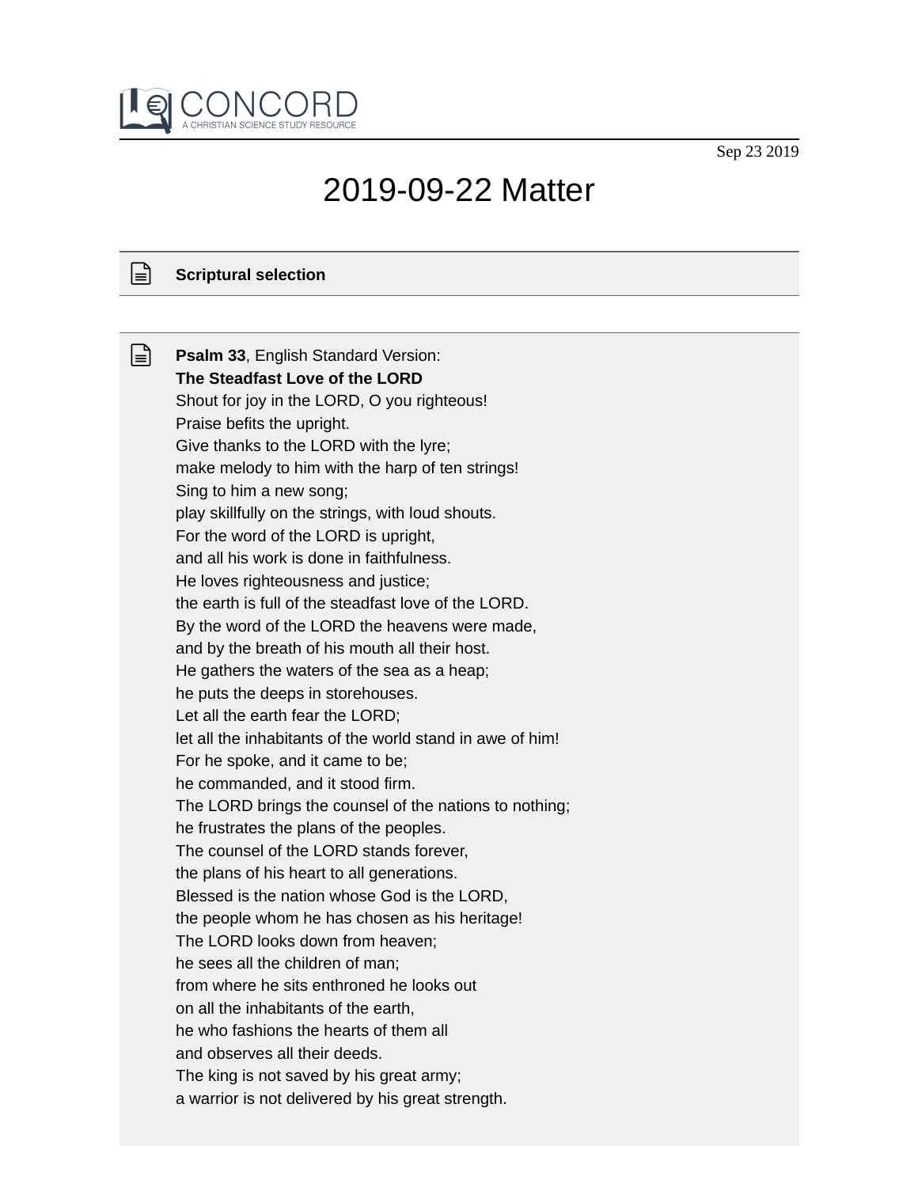CONCORD
A CHRISTIAN SCIENCE STUDY RESOURCE

Sep 23 2019

# 2019-09-22 Matter

**Scriptural selection**

**Psalm 33**, English Standard Version:
**The Steadfast Love of the LORD**
Shout for joy in the LORD, O you righteous!
Praise befits the upright.
Give thanks to the LORD with the lyre;
make melody to him with the harp of ten strings!
Sing to him a new song;
play skillfully on the strings, with loud shouts.
For the word of the LORD is upright,
and all his work is done in faithfulness.
He loves righteousness and justice;
the earth is full of the steadfast love of the LORD.
By the word of the LORD the heavens were made,
and by the breath of his mouth all their host.
He gathers the waters of the sea as a heap;
he puts the deeps in storehouses.
Let all the earth fear the LORD;
let all the inhabitants of the world stand in awe of him!
For he spoke, and it came to be;
he commanded, and it stood firm.
The LORD brings the counsel of the nations to nothing;
he frustrates the plans of the peoples.
The counsel of the LORD stands forever,
the plans of his heart to all generations.
Blessed is the nation whose God is the LORD,
the people whom he has chosen as his heritage!
The LORD looks down from heaven;
he sees all the children of man;
from where he sits enthroned he looks out
on all the inhabitants of the earth,
he who fashions the hearts of them all
and observes all their deeds.
The king is not saved by his great army;
a warrior is not delivered by his great strength.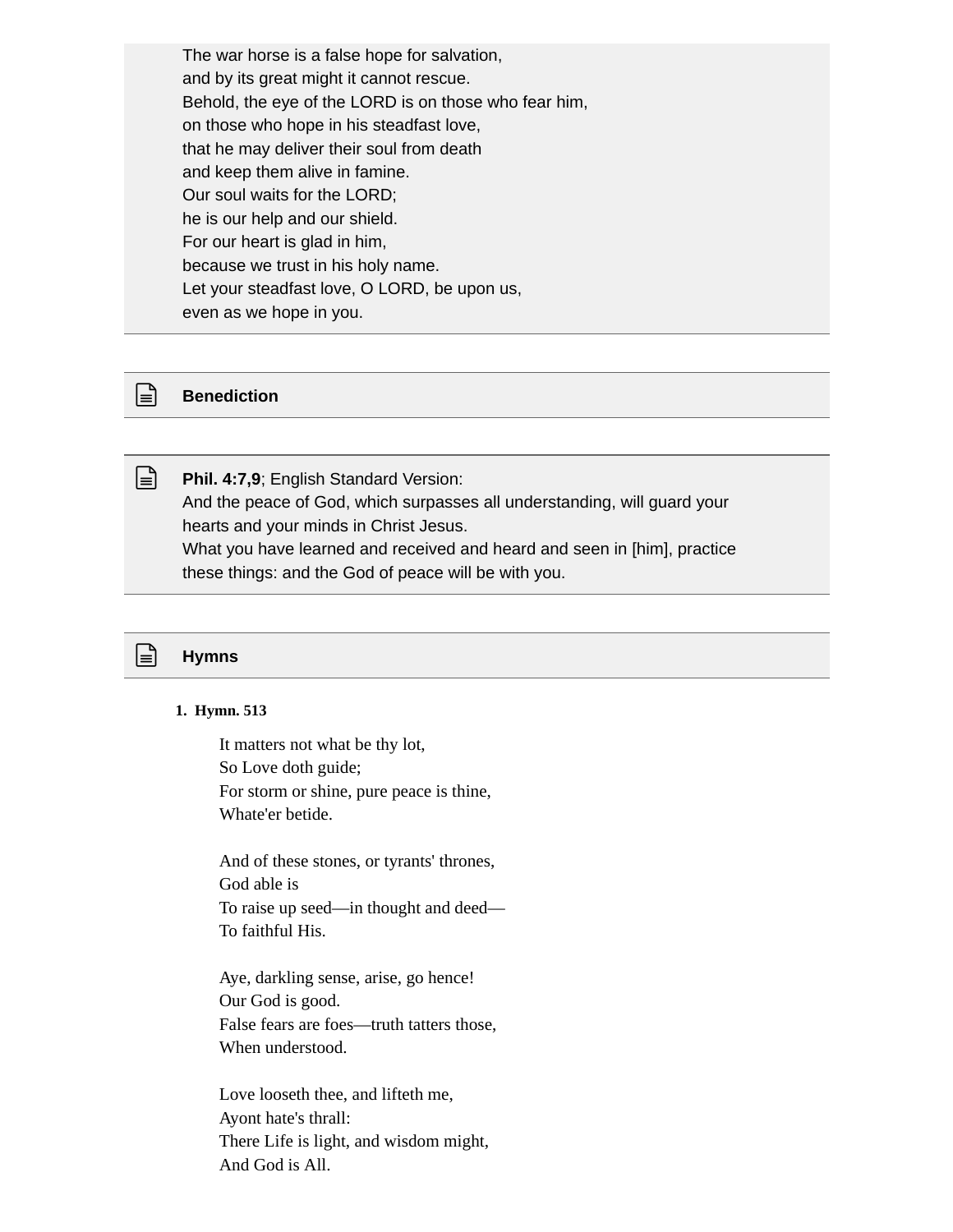The war horse is a false hope for salvation,
and by its great might it cannot rescue.
Behold, the eye of the LORD is on those who fear him,
on those who hope in his steadfast love,
that he may deliver their soul from death
and keep them alive in famine.
Our soul waits for the LORD;
he is our help and our shield.
For our heart is glad in him,
because we trust in his holy name.
Let your steadfast love, O LORD, be upon us,
even as we hope in you.

## Benediction

**Phil. 4:7,9**; English Standard Version:
And the peace of God, which surpasses all understanding, will guard your hearts and your minds in Christ Jesus.
What you have learned and received and heard and seen in [him], practice these things: and the God of peace will be with you.

## Hymns

1. **Hymn. 513**

It matters not what be thy lot,
So Love doth guide;
For storm or shine, pure peace is thine,
Whate'er betide.

And of these stones, or tyrants' thrones,
God able is
To raise up seed—in thought and deed—
To faithful His.

Aye, darkling sense, arise, go hence!
Our God is good.
False fears are foes—truth tatters those,
When understood.

Love looseth thee, and lifteth me,
Ayont hate's thrall:
There Life is light, and wisdom might,
And God is All.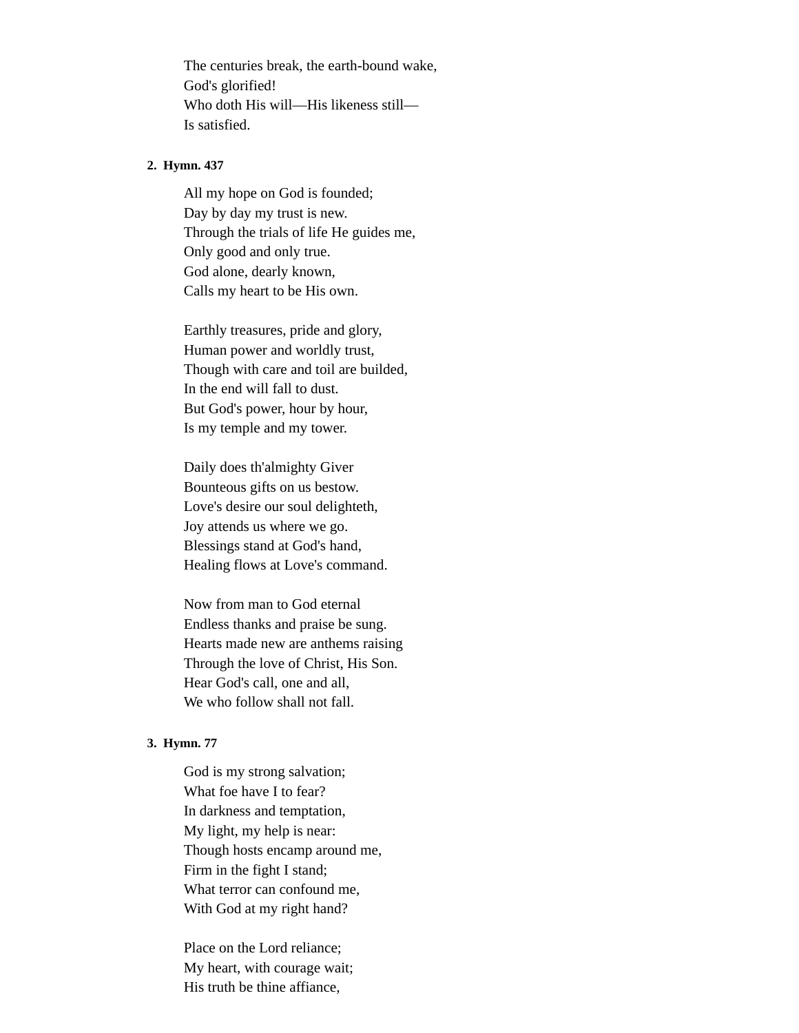The centuries break, the earth-bound wake,  
God's glorified!  
Who doth His will—His likeness still—  
Is satisfied.

**2. Hymn. 437**

All my hope on God is founded;  
Day by day my trust is new.  
Through the trials of life He guides me,  
Only good and only true.  
God alone, dearly known,  
Calls my heart to be His own.

Earthly treasures, pride and glory,  
Human power and worldly trust,  
Though with care and toil are builded,  
In the end will fall to dust.  
But God's power, hour by hour,  
Is my temple and my tower.

Daily does th'almighty Giver  
Bounteous gifts on us bestow.  
Love's desire our soul delighteth,  
Joy attends us where we go.  
Blessings stand at God's hand,  
Healing flows at Love's command.

Now from man to God eternal  
Endless thanks and praise be sung.  
Hearts made new are anthems raising  
Through the love of Christ, His Son.  
Hear God's call, one and all,  
We who follow shall not fall.

**3. Hymn. 77**

God is my strong salvation;  
What foe have I to fear?  
In darkness and temptation,  
My light, my help is near:  
Though hosts encamp around me,  
Firm in the fight I stand;  
What terror can confound me,  
With God at my right hand?

Place on the Lord reliance;  
My heart, with courage wait;  
His truth be thine affiance,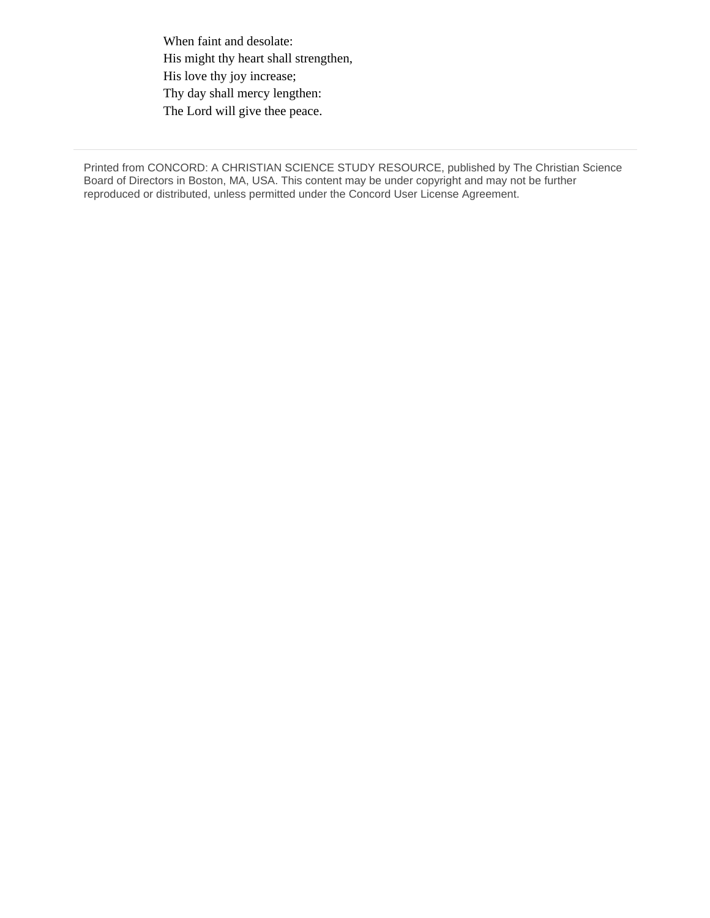When faint and desolate:  
His might thy heart shall strengthen,  
His love thy joy increase;  
Thy day shall mercy lengthen:  
The Lord will give thee peace.

---

Printed from CONCORD: A CHRISTIAN SCIENCE STUDY RESOURCE, published by The Christian Science Board of Directors in Boston, MA, USA. This content may be under copyright and may not be further reproduced or distributed, unless permitted under the Concord User License Agreement.